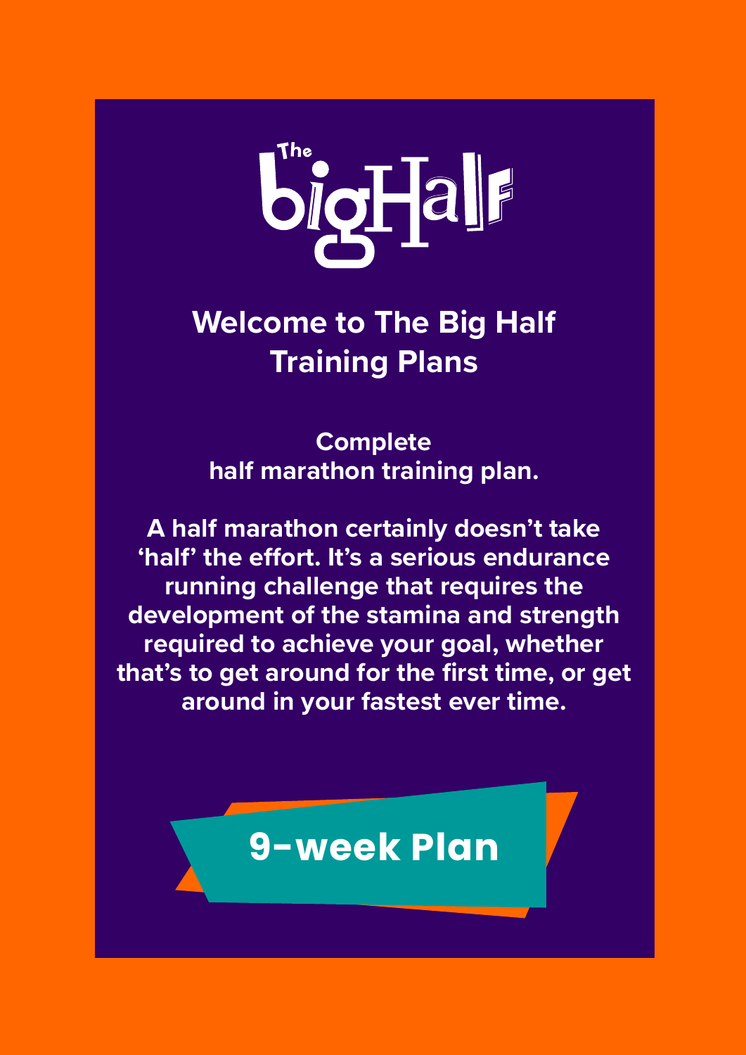The bigHalf

# Welcome to The Big Half Training Plans

**Complete half marathon training plan.**

**A half marathon certainly doesn't take 'half' the effort. It's a serious endurance running challenge that requires the development of the stamina and strength required to achieve your goal, whether that's to get around for the first time, or get around in your fastest ever time.**

## 9-week Plan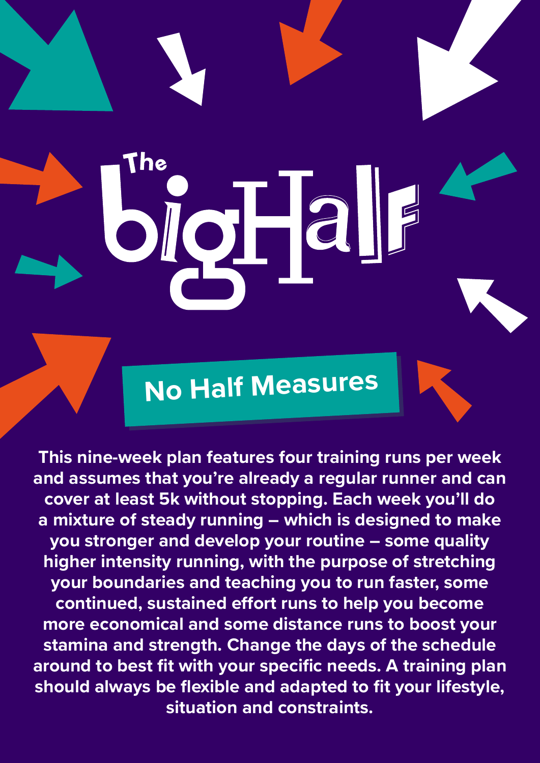# The bigHalf

## No Half Measures

**This nine-week plan features four training runs per week and assumes that you're already a regular runner and can cover at least 5k without stopping. Each week you'll do a mixture of steady running – which is designed to make you stronger and develop your routine – some quality higher intensity running, with the purpose of stretching your boundaries and teaching you to run faster, some continued, sustained effort runs to help you become more economical and some distance runs to boost your stamina and strength. Change the days of the schedule around to best fit with your specific needs. A training plan should always be flexible and adapted to fit your lifestyle, situation and constraints.**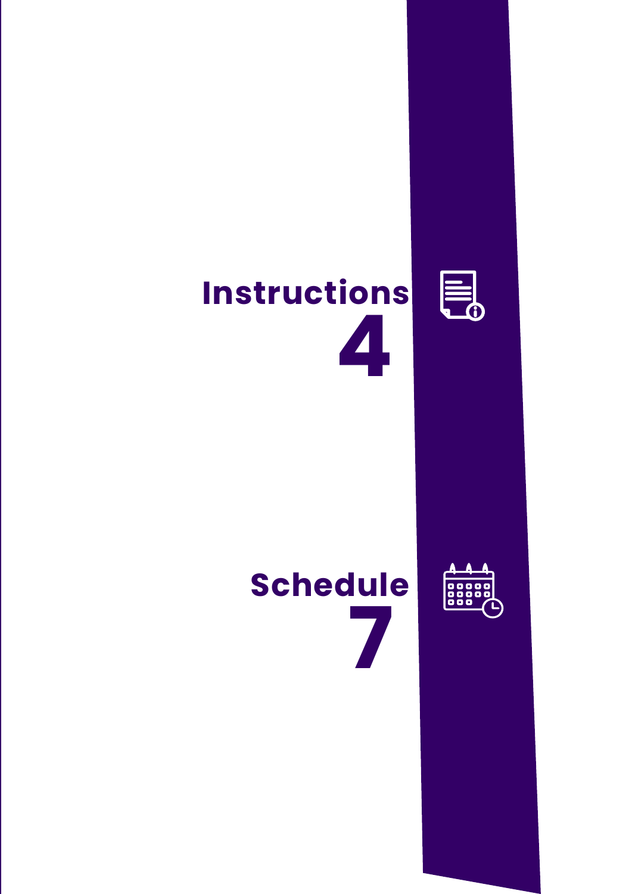Instructions
4

Schedule
7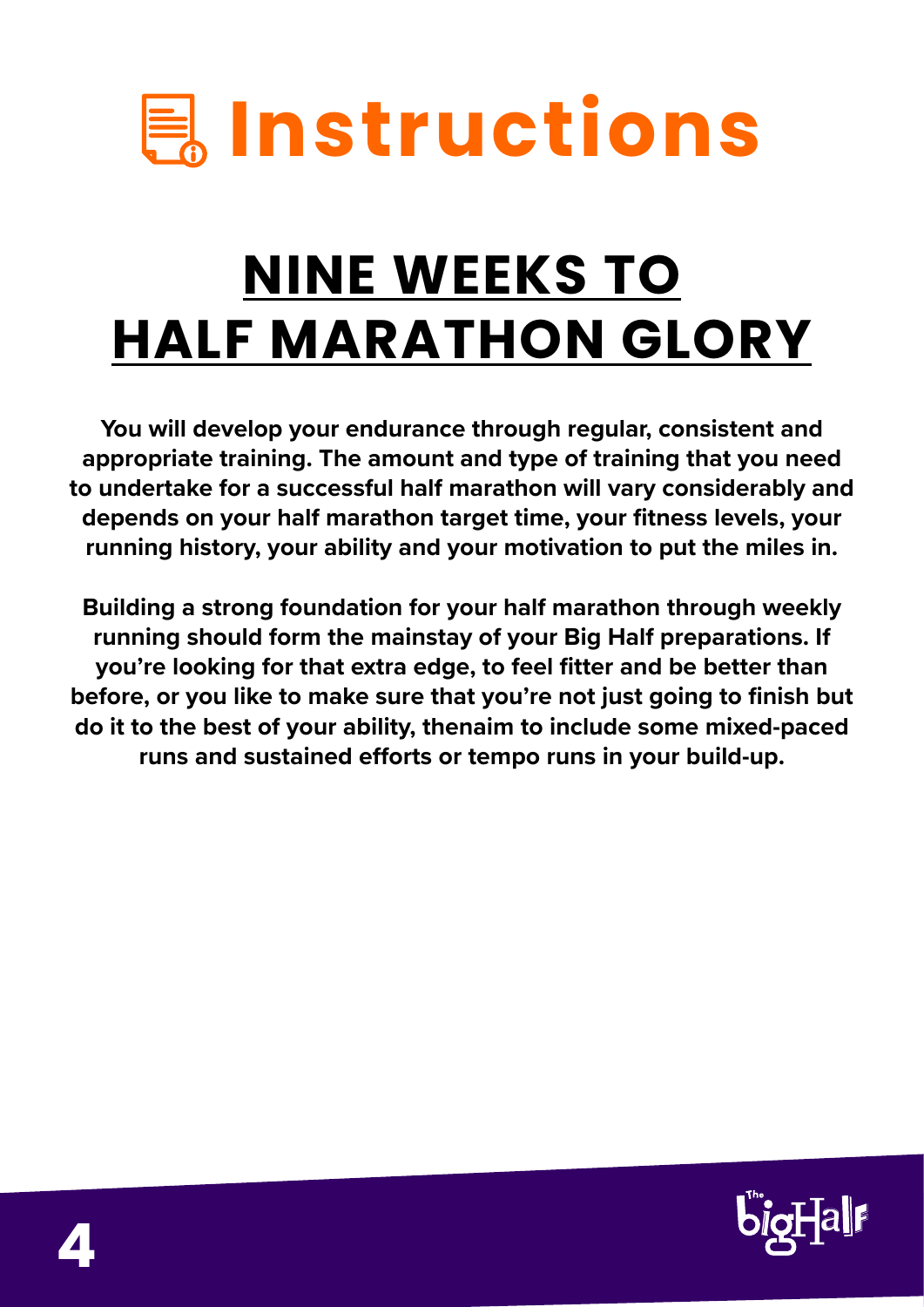# Instructions

## NINE WEEKS TO HALF MARATHON GLORY

**You will develop your endurance through regular, consistent and appropriate training. The amount and type of training that you need to undertake for a successful half marathon will vary considerably and depends on your half marathon target time, your fitness levels, your running history, your ability and your motivation to put the miles in.**

**Building a strong foundation for your half marathon through weekly running should form the mainstay of your Big Half preparations. If you're looking for that extra edge, to feel fitter and be better than before, or you like to make sure that you're not just going to finish but do it to the best of your ability, thenaim to include some mixed-paced runs and sustained efforts or tempo runs in your build-up.**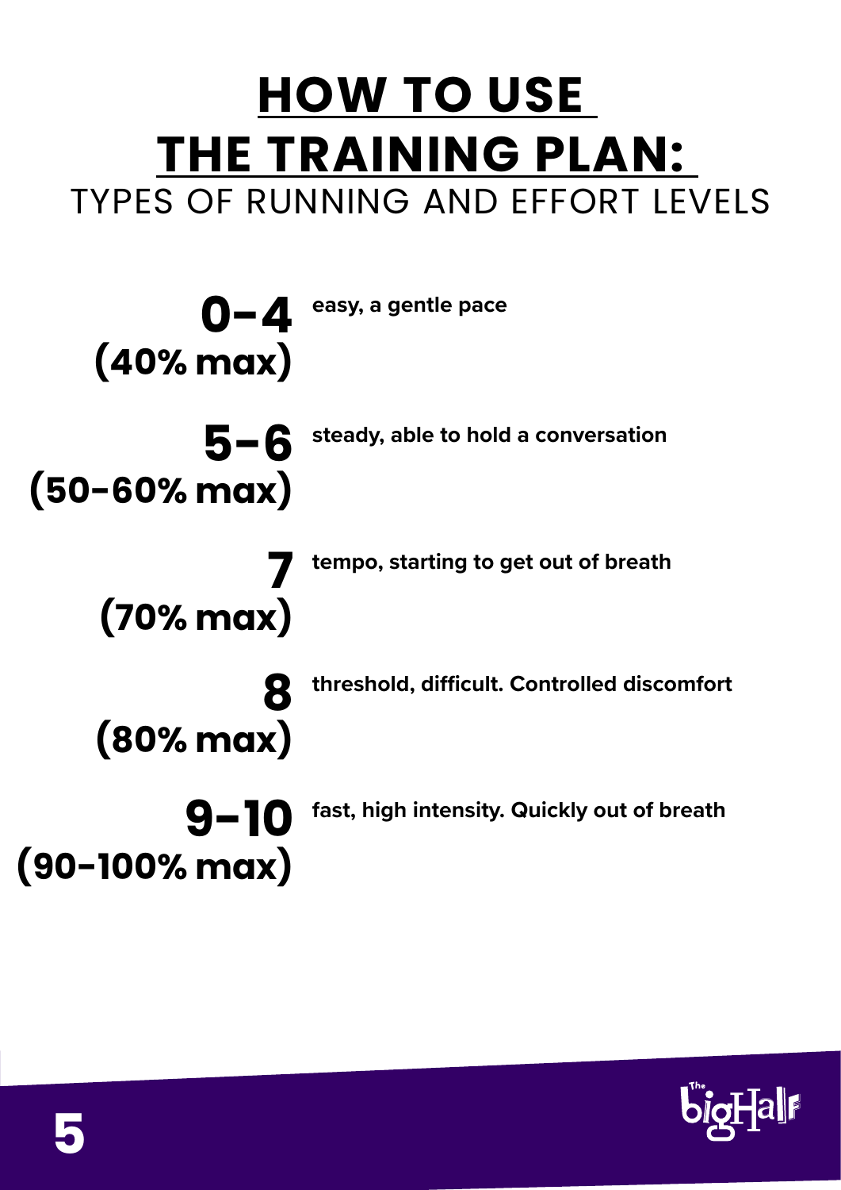# HOW TO USE THE TRAINING PLAN:

## TYPES OF RUNNING AND EFFORT LEVELS

**0-4 (40% max)** — **easy, a gentle pace**

**5-6 (50-60% max)** — **steady, able to hold a conversation**

**7 (70% max)** — **tempo, starting to get out of breath**

**8 (80% max)** — **threshold, difficult. Controlled discomfort**

**9-10 (90-100% max)** — **fast, high intensity. Quickly out of breath**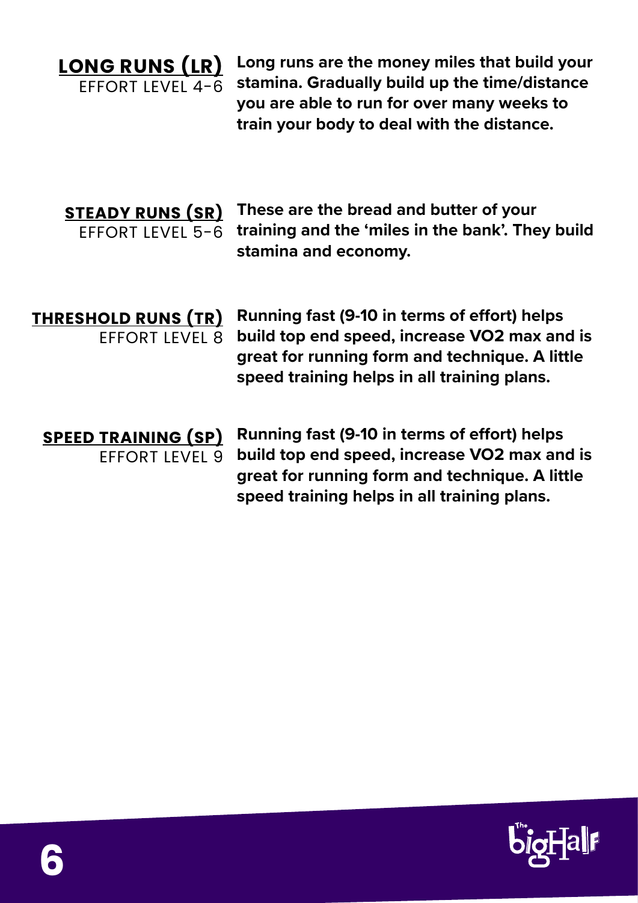## LONG RUNS (LR)
EFFORT LEVEL 4-6

**Long runs are the money miles that build your stamina. Gradually build up the time/distance you are able to run for over many weeks to train your body to deal with the distance.**

## STEADY RUNS (SR)
EFFORT LEVEL 5-6

**These are the bread and butter of your training and the 'miles in the bank'. They build stamina and economy.**

## THRESHOLD RUNS (TR)
EFFORT LEVEL 8

**Running fast (9-10 in terms of effort) helps build top end speed, increase VO2 max and is great for running form and technique. A little speed training helps in all training plans.**

## SPEED TRAINING (SP)
EFFORT LEVEL 9

**Running fast (9-10 in terms of effort) helps build top end speed, increase VO2 max and is great for running form and technique. A little speed training helps in all training plans.**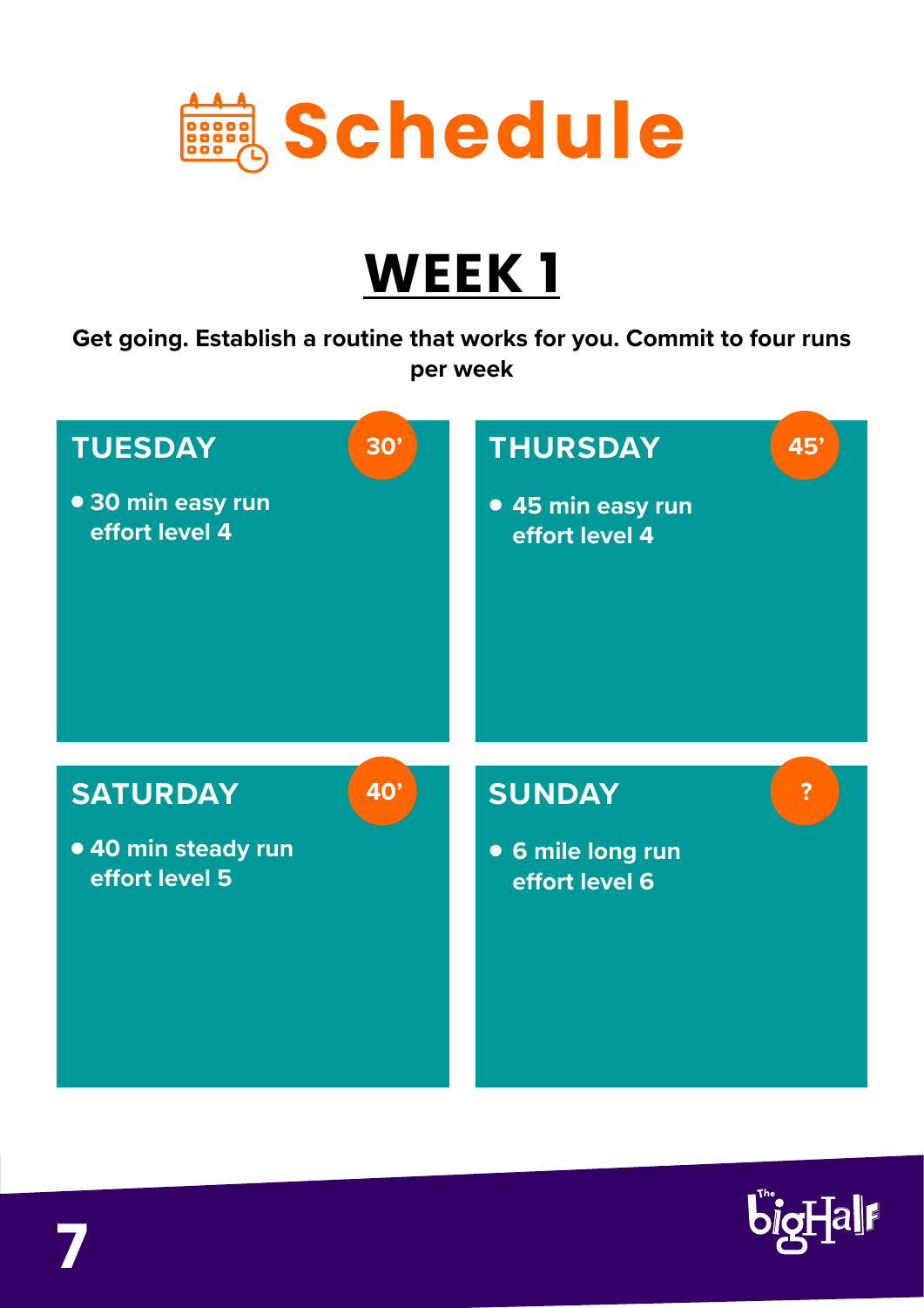# Schedule

## WEEK 1

**Get going. Establish a routine that works for you. Commit to four runs per week**

### TUESDAY — 30'

- 30 min easy run
  effort level 4

### THURSDAY — 45'

- 45 min easy run
  effort level 4

### SATURDAY — 40'

- 40 min steady run
  effort level 5

### SUNDAY — ?

- 6 mile long run
  effort level 6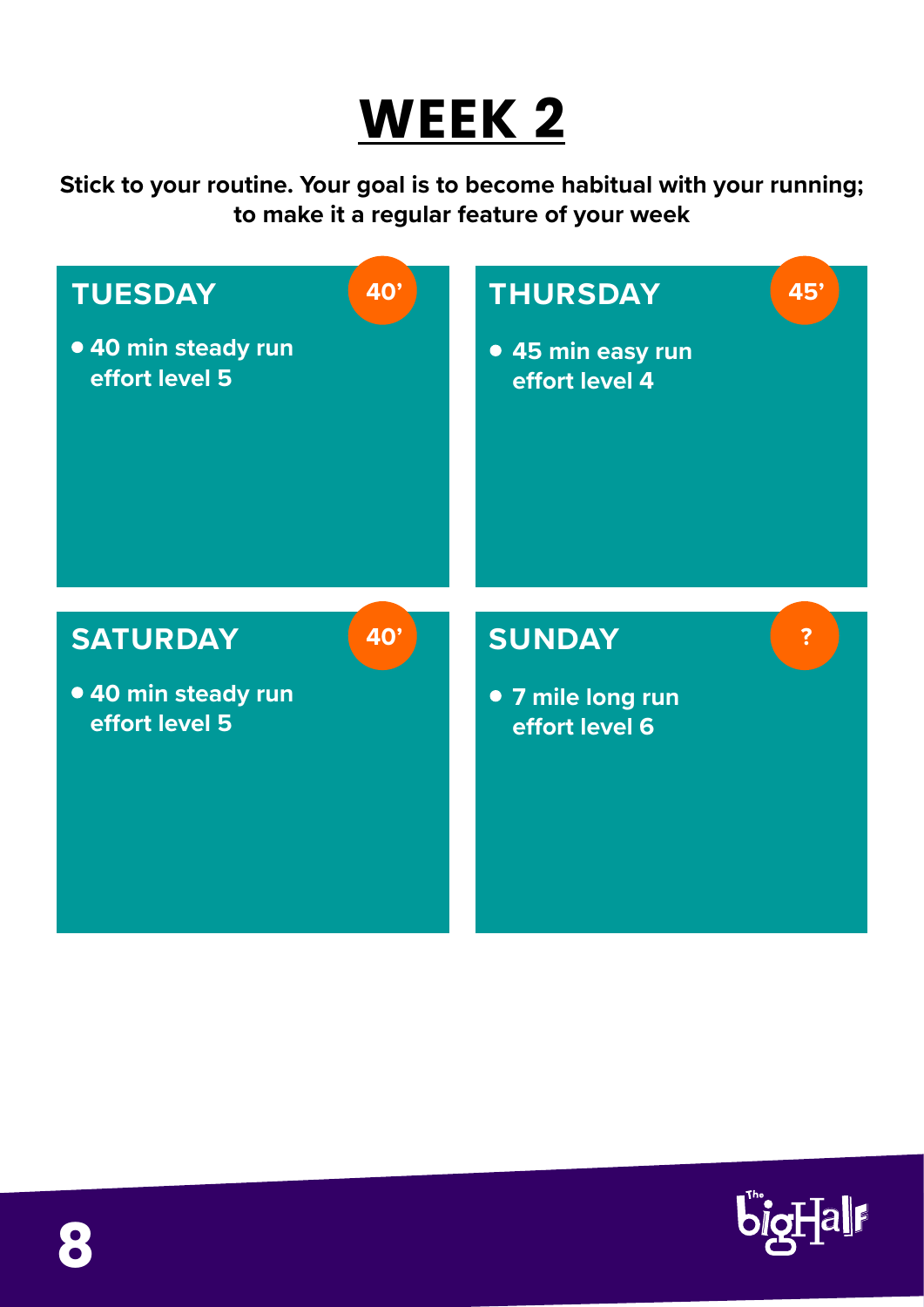# WEEK 2

**Stick to your routine. Your goal is to become habitual with your running; to make it a regular feature of your week**

### TUESDAY

40’

- **40 min steady run effort level 5**

### THURSDAY

45’

- **45 min easy run effort level 4**

### SATURDAY

40’

- **40 min steady run effort level 5**

### SUNDAY

?

- **7 mile long run effort level 6**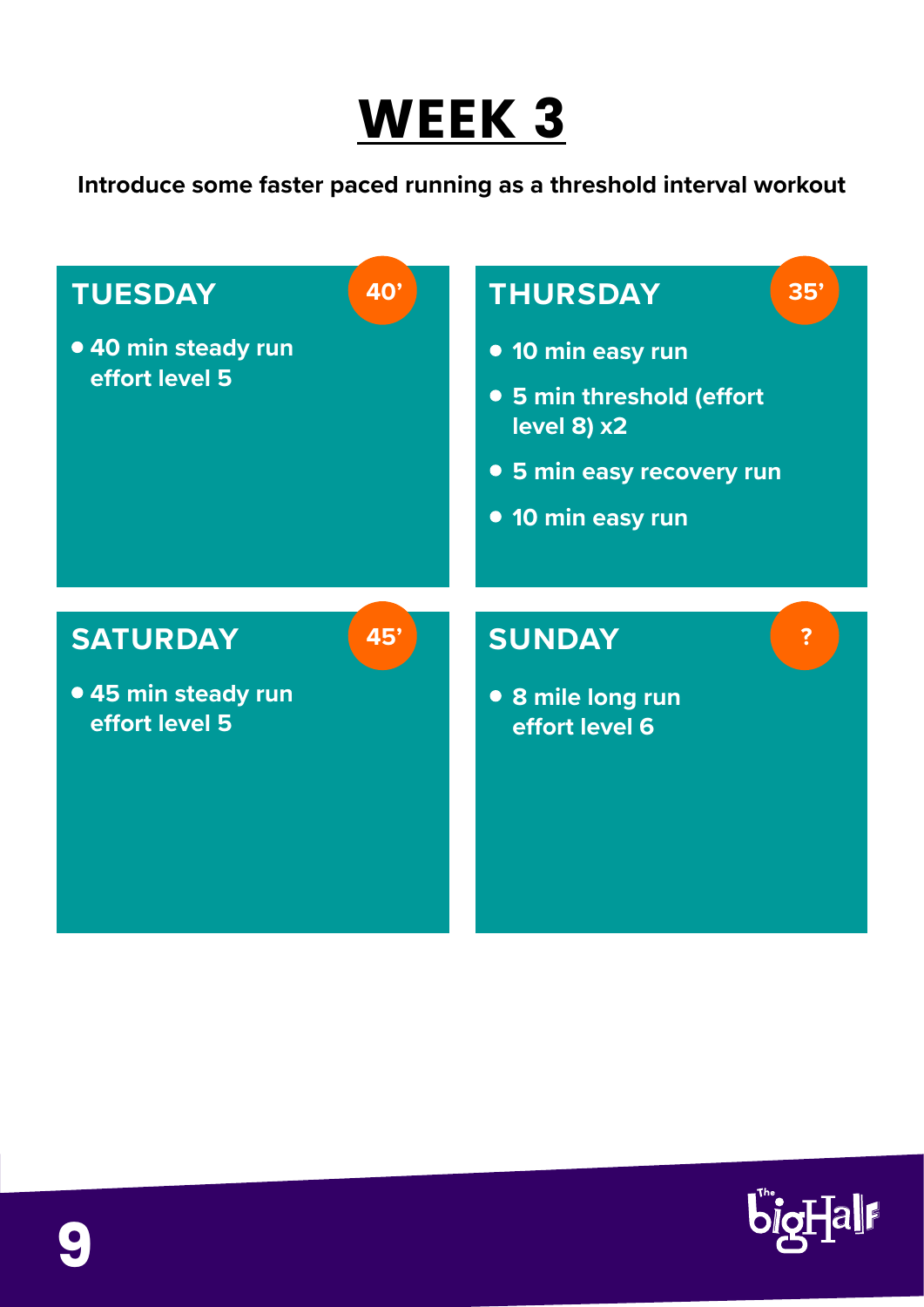# WEEK 3

**Introduce some faster paced running as a threshold interval workout**

## TUESDAY 40’

- 40 min steady run effort level 5

## THURSDAY 35’

- 10 min easy run
- 5 min threshold (effort level 8) x2
- 5 min easy recovery run
- 10 min easy run

## SATURDAY 45’

- 45 min steady run effort level 5

## SUNDAY ?

- 8 mile long run effort level 6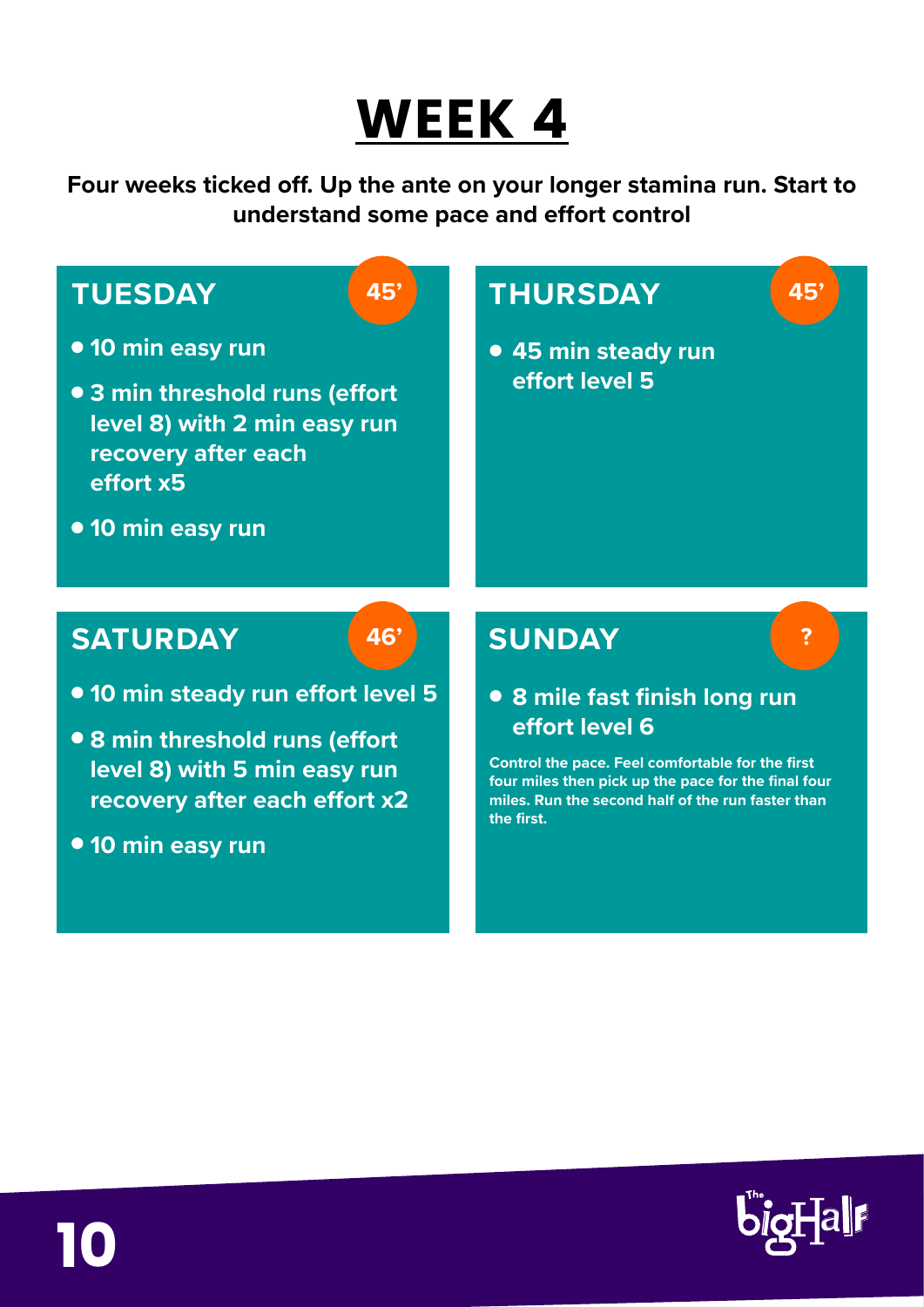# WEEK 4

**Four weeks ticked off. Up the ante on your longer stamina run. Start to understand some pace and effort control**

## TUESDAY 45'

- 10 min easy run
- 3 min threshold runs (effort level 8) with 2 min easy run recovery after each effort x5
- 10 min easy run

## THURSDAY 45'

- 45 min steady run effort level 5

## SATURDAY 46'

- 10 min steady run effort level 5
- 8 min threshold runs (effort level 8) with 5 min easy run recovery after each effort x2
- 10 min easy run

## SUNDAY ?

- 8 mile fast finish long run effort level 6

**Control the pace. Feel comfortable for the first four miles then pick up the pace for the final four miles. Run the second half of the run faster than the first.**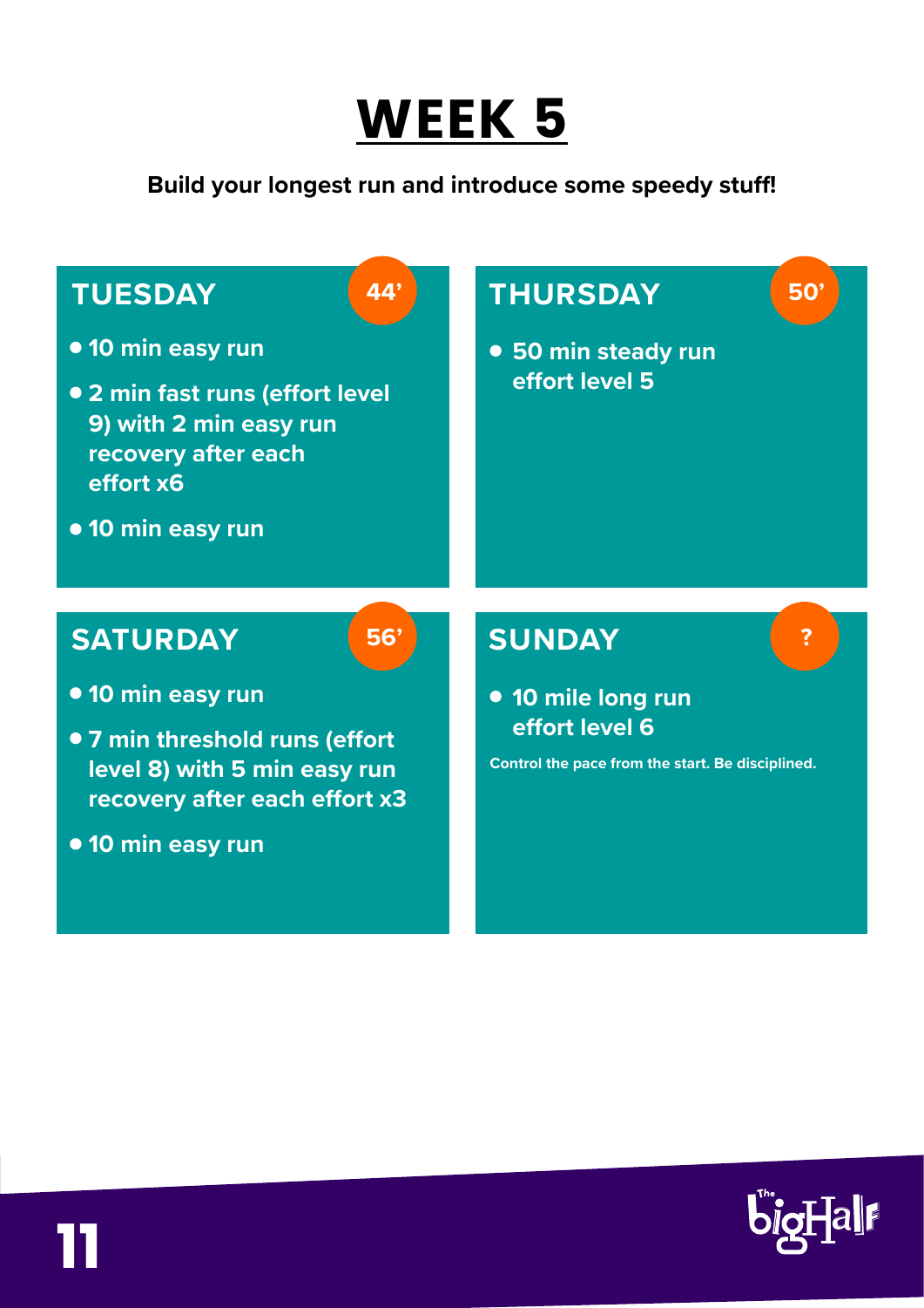# WEEK 5

**Build your longest run and introduce some speedy stuff!**

## TUESDAY 44’

- 10 min easy run
- 2 min fast runs (effort level 9) with 2 min easy run recovery after each effort x6
- 10 min easy run

## THURSDAY 50’

- 50 min steady run effort level 5

## SATURDAY 56’

- 10 min easy run
- 7 min threshold runs (effort level 8) with 5 min easy run recovery after each effort x3
- 10 min easy run

## SUNDAY ?

- 10 mile long run effort level 6

Control the pace from the start. Be disciplined.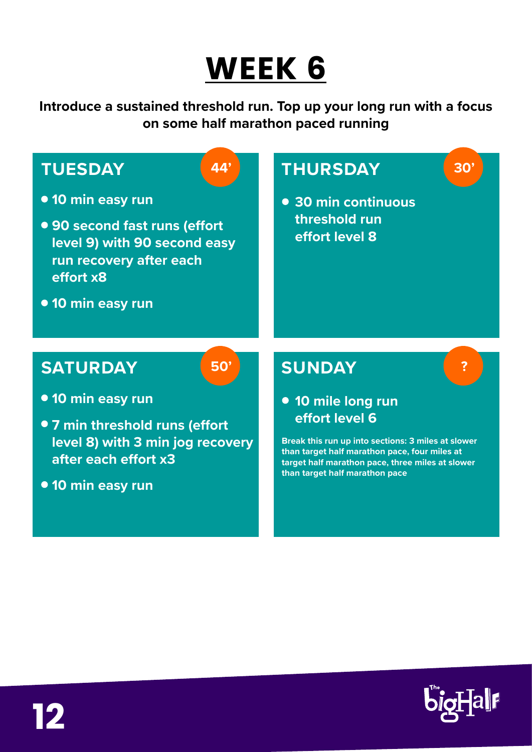# WEEK 6

**Introduce a sustained threshold run. Top up your long run with a focus on some half marathon paced running**

## TUESDAY — 44'

- 10 min easy run
- 90 second fast runs (effort level 9) with 90 second easy run recovery after each effort x8
- 10 min easy run

## THURSDAY — 30'

- 30 min continuous threshold run effort level 8

## SATURDAY — 50'

- 10 min easy run
- 7 min threshold runs (effort level 8) with 3 min jog recovery after each effort x3
- 10 min easy run

## SUNDAY — ?

- 10 mile long run effort level 6

**Break this run up into sections: 3 miles at slower than target half marathon pace, four miles at target half marathon pace, three miles at slower than target half marathon pace**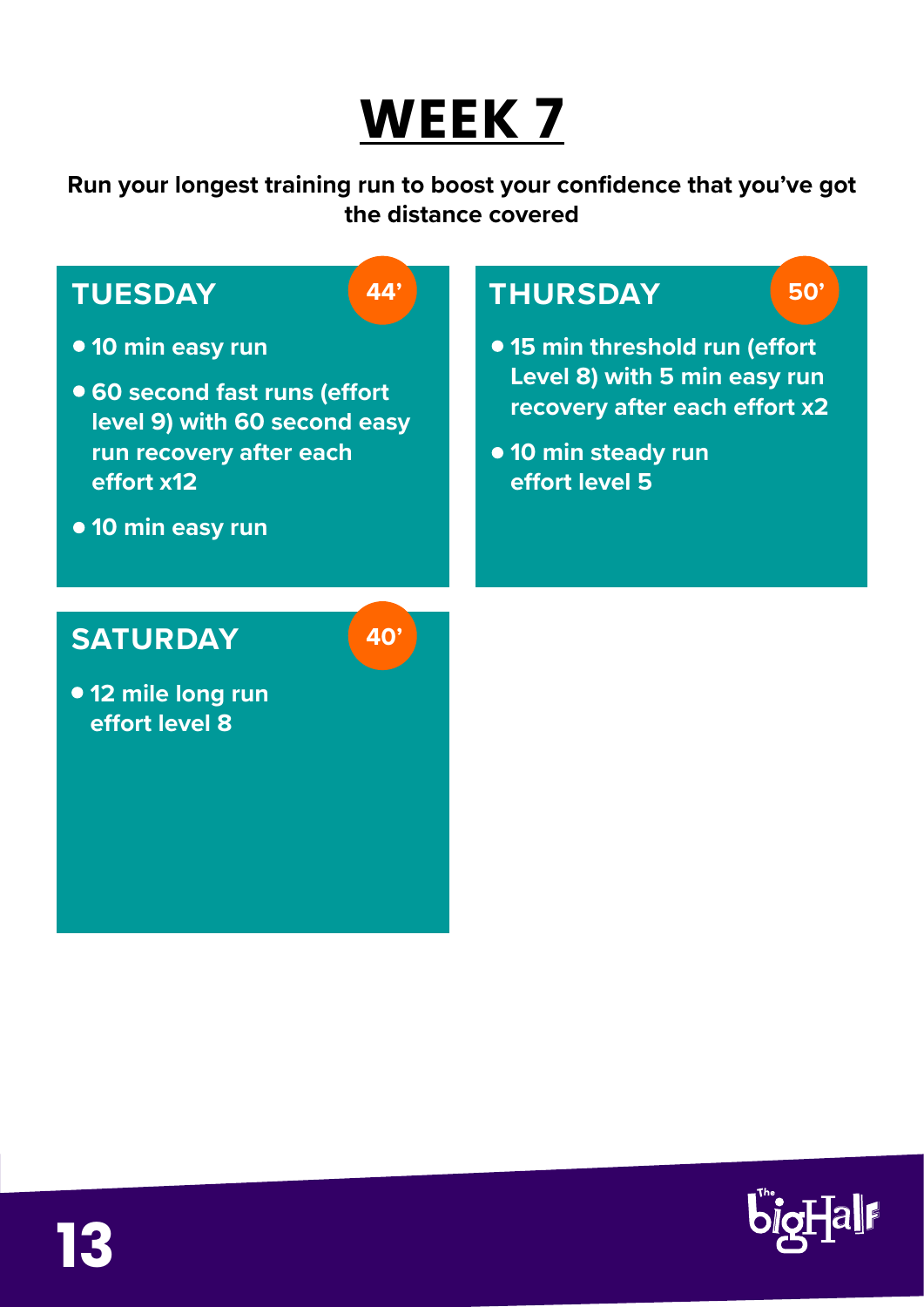# WEEK 7

**Run your longest training run to boost your confidence that you've got the distance covered**

## TUESDAY

**44'**

- 10 min easy run
- 60 second fast runs (effort level 9) with 60 second easy run recovery after each effort x12
- 10 min easy run

## THURSDAY

**50'**

- 15 min threshold run (effort Level 8) with 5 min easy run recovery after each effort x2
- 10 min steady run effort level 5

## SATURDAY

**40'**

- 12 mile long run effort level 8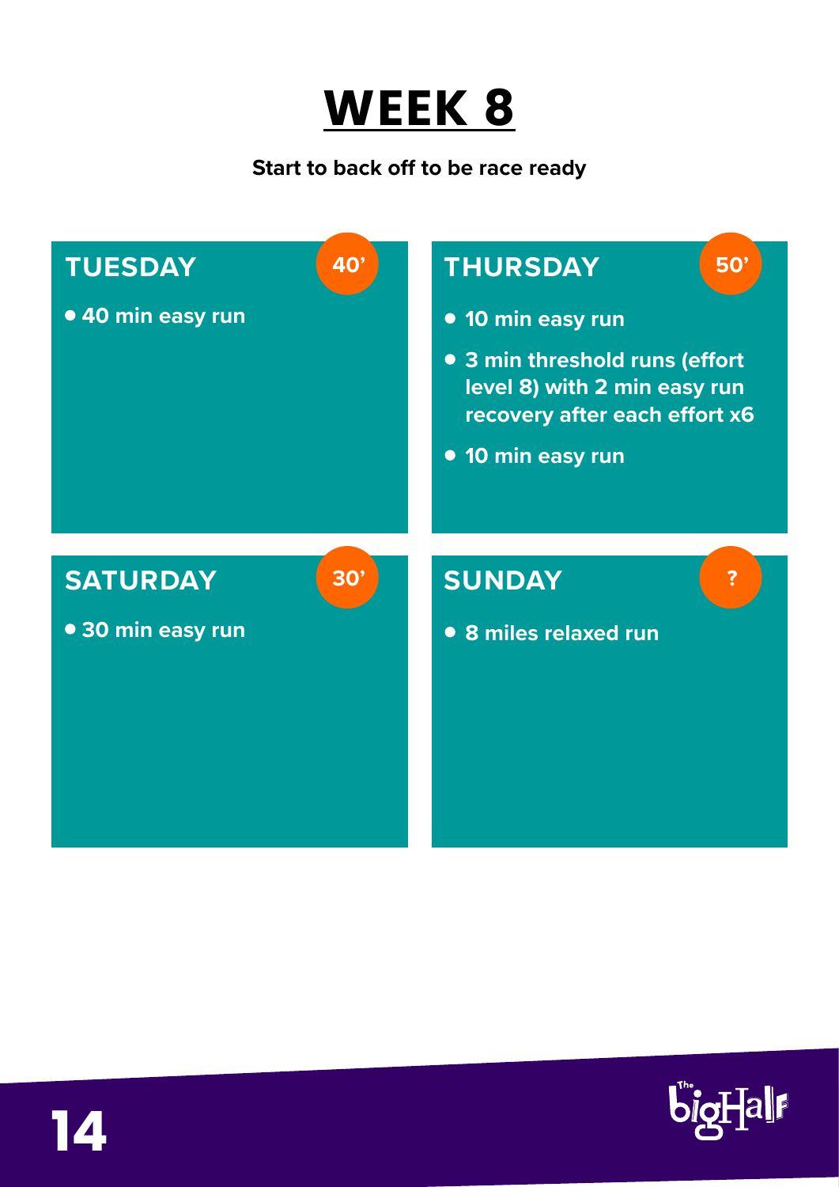# WEEK 8

**Start to back off to be race ready**

## TUESDAY — 40'

- 40 min easy run

## THURSDAY — 50'

- 10 min easy run
- 3 min threshold runs (effort level 8) with 2 min easy run recovery after each effort x6
- 10 min easy run

## SATURDAY — 30'

- 30 min easy run

## SUNDAY — ?

- 8 miles relaxed run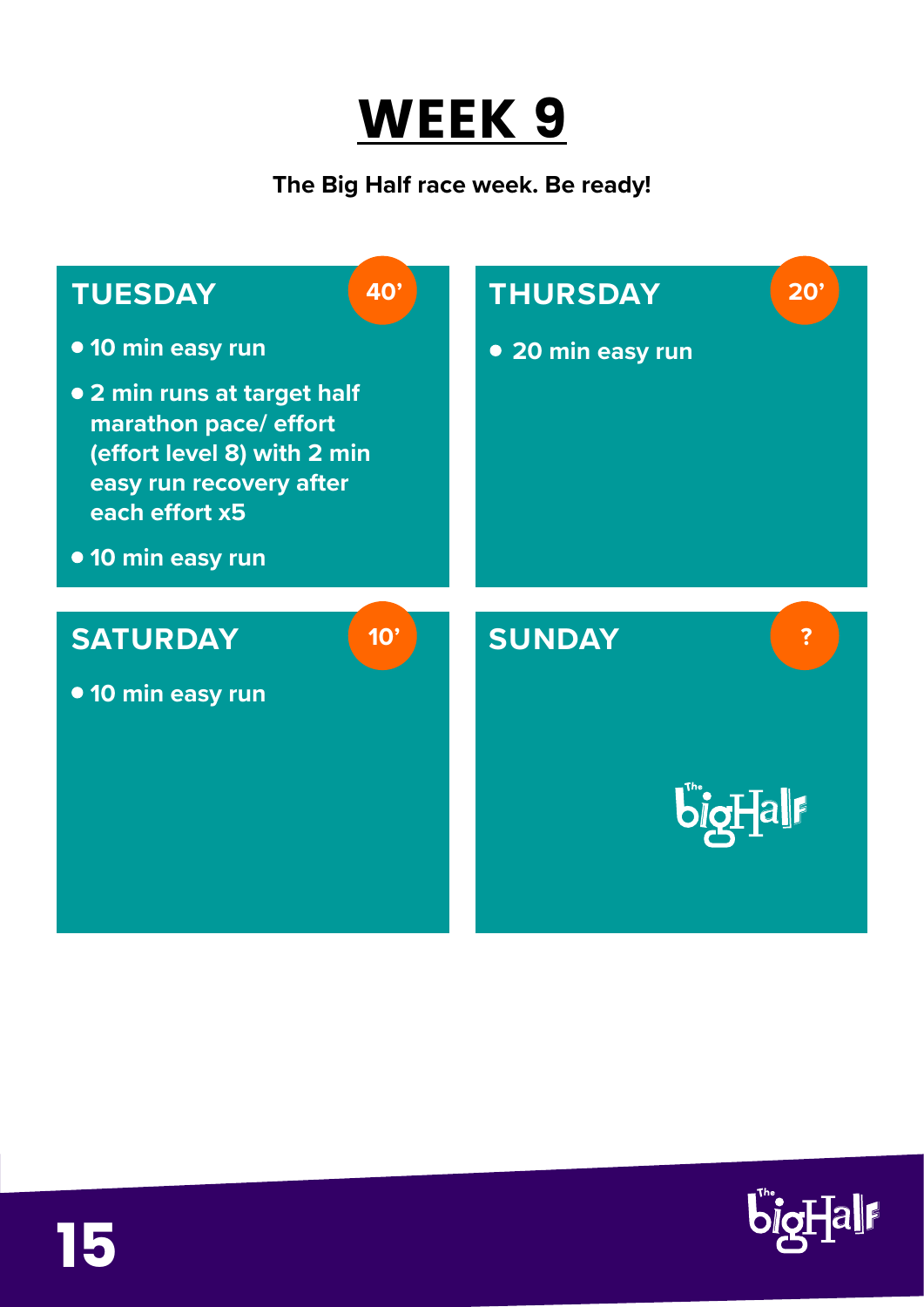# WEEK 9

**The Big Half race week. Be ready!**

## TUESDAY

40'

- 10 min easy run
- 2 min runs at target half marathon pace/ effort (effort level 8) with 2 min easy run recovery after each effort x5
- 10 min easy run

## THURSDAY

20'

- 20 min easy run

## SATURDAY

10'

- 10 min easy run

## SUNDAY

?

The bigHalf